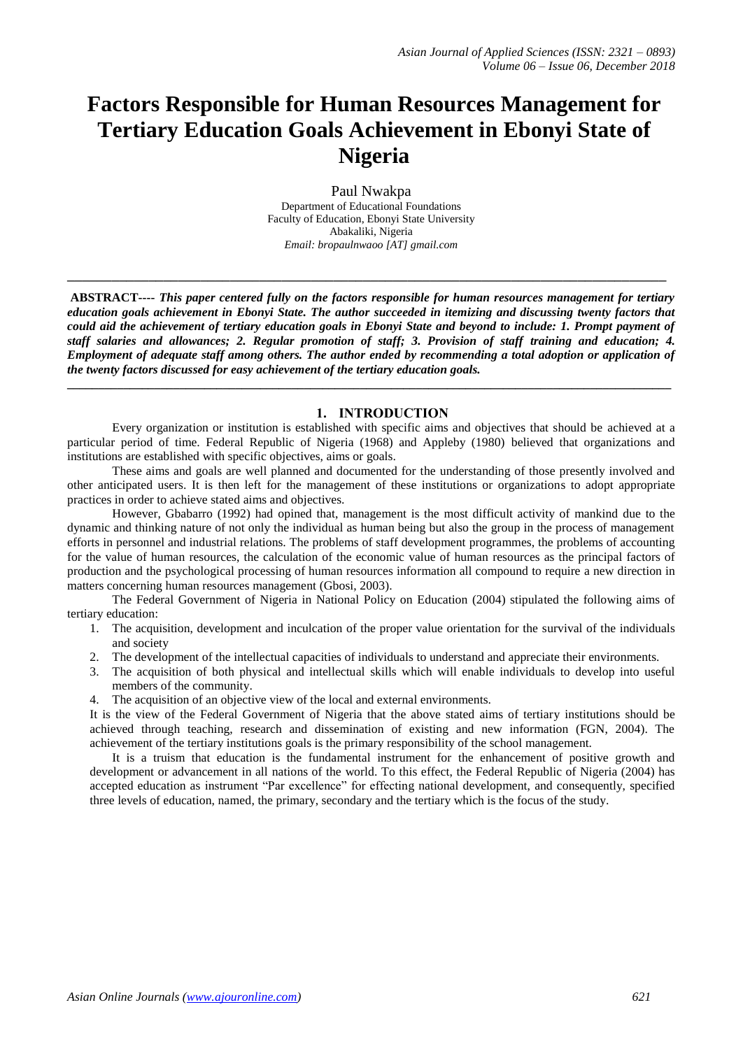# Factors Responsible for Human Resources Management for Tertiary Education Goals Achievement in Ebonyi State of Nigeria

Paul Nwakpa
Department of Educational Foundations
Faculty of Education, Ebonyi State University
Abakaliki, Nigeria
*Email: bropaulnwaoo [AT] gmail.com*

---

**ABSTRACT----** ***This paper centered fully on the factors responsible for human resources management for tertiary education goals achievement in Ebonyi State. The author succeeded in itemizing and discussing twenty factors that could aid the achievement of tertiary education goals in Ebonyi State and beyond to include: 1. Prompt payment of staff salaries and allowances; 2. Regular promotion of staff; 3. Provision of staff training and education; 4. Employment of adequate staff among others. The author ended by recommending a total adoption or application of the twenty factors discussed for easy achievement of the tertiary education goals.***

---

## 1. INTRODUCTION

Every organization or institution is established with specific aims and objectives that should be achieved at a particular period of time. Federal Republic of Nigeria (1968) and Appleby (1980) believed that organizations and institutions are established with specific objectives, aims or goals.

These aims and goals are well planned and documented for the understanding of those presently involved and other anticipated users. It is then left for the management of these institutions or organizations to adopt appropriate practices in order to achieve stated aims and objectives.

However, Gbabarro (1992) had opined that, management is the most difficult activity of mankind due to the dynamic and thinking nature of not only the individual as human being but also the group in the process of management efforts in personnel and industrial relations. The problems of staff development programmes, the problems of accounting for the value of human resources, the calculation of the economic value of human resources as the principal factors of production and the psychological processing of human resources information all compound to require a new direction in matters concerning human resources management (Gbosi, 2003).

The Federal Government of Nigeria in National Policy on Education (2004) stipulated the following aims of tertiary education:

1. The acquisition, development and inculcation of the proper value orientation for the survival of the individuals and society
2. The development of the intellectual capacities of individuals to understand and appreciate their environments.
3. The acquisition of both physical and intellectual skills which will enable individuals to develop into useful members of the community.
4. The acquisition of an objective view of the local and external environments.

It is the view of the Federal Government of Nigeria that the above stated aims of tertiary institutions should be achieved through teaching, research and dissemination of existing and new information (FGN, 2004). The achievement of the tertiary institutions goals is the primary responsibility of the school management.

It is a truism that education is the fundamental instrument for the enhancement of positive growth and development or advancement in all nations of the world. To this effect, the Federal Republic of Nigeria (2004) has accepted education as instrument "Par excellence" for effecting national development, and consequently, specified three levels of education, named, the primary, secondary and the tertiary which is the focus of the study.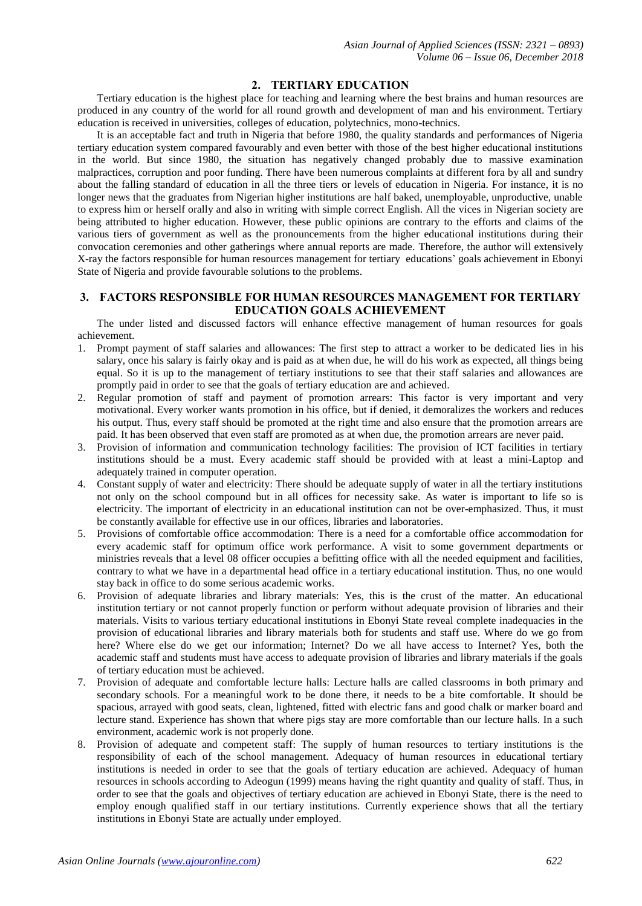## 2. TERTIARY EDUCATION

Tertiary education is the highest place for teaching and learning where the best brains and human resources are produced in any country of the world for all round growth and development of man and his environment. Tertiary education is received in universities, colleges of education, polytechnics, mono-technics.

It is an acceptable fact and truth in Nigeria that before 1980, the quality standards and performances of Nigeria tertiary education system compared favourably and even better with those of the best higher educational institutions in the world. But since 1980, the situation has negatively changed probably due to massive examination malpractices, corruption and poor funding. There have been numerous complaints at different fora by all and sundry about the falling standard of education in all the three tiers or levels of education in Nigeria. For instance, it is no longer news that the graduates from Nigerian higher institutions are half baked, unemployable, unproductive, unable to express him or herself orally and also in writing with simple correct English. All the vices in Nigerian society are being attributed to higher education. However, these public opinions are contrary to the efforts and claims of the various tiers of government as well as the pronouncements from the higher educational institutions during their convocation ceremonies and other gatherings where annual reports are made. Therefore, the author will extensively X-ray the factors responsible for human resources management for tertiary educations' goals achievement in Ebonyi State of Nigeria and provide favourable solutions to the problems.

## 3. FACTORS RESPONSIBLE FOR HUMAN RESOURCES MANAGEMENT FOR TERTIARY EDUCATION GOALS ACHIEVEMENT

The under listed and discussed factors will enhance effective management of human resources for goals achievement.

1. Prompt payment of staff salaries and allowances: The first step to attract a worker to be dedicated lies in his salary, once his salary is fairly okay and is paid as at when due, he will do his work as expected, all things being equal. So it is up to the management of tertiary institutions to see that their staff salaries and allowances are promptly paid in order to see that the goals of tertiary education are and achieved.
2. Regular promotion of staff and payment of promotion arrears: This factor is very important and very motivational. Every worker wants promotion in his office, but if denied, it demoralizes the workers and reduces his output. Thus, every staff should be promoted at the right time and also ensure that the promotion arrears are paid. It has been observed that even staff are promoted as at when due, the promotion arrears are never paid.
3. Provision of information and communication technology facilities: The provision of ICT facilities in tertiary institutions should be a must. Every academic staff should be provided with at least a mini-Laptop and adequately trained in computer operation.
4. Constant supply of water and electricity: There should be adequate supply of water in all the tertiary institutions not only on the school compound but in all offices for necessity sake. As water is important to life so is electricity. The important of electricity in an educational institution can not be over-emphasized. Thus, it must be constantly available for effective use in our offices, libraries and laboratories.
5. Provisions of comfortable office accommodation: There is a need for a comfortable office accommodation for every academic staff for optimum office work performance. A visit to some government departments or ministries reveals that a level 08 officer occupies a befitting office with all the needed equipment and facilities, contrary to what we have in a departmental head office in a tertiary educational institution. Thus, no one would stay back in office to do some serious academic works.
6. Provision of adequate libraries and library materials: Yes, this is the crust of the matter. An educational institution tertiary or not cannot properly function or perform without adequate provision of libraries and their materials. Visits to various tertiary educational institutions in Ebonyi State reveal complete inadequacies in the provision of educational libraries and library materials both for students and staff use. Where do we go from here? Where else do we get our information; Internet? Do we all have access to Internet? Yes, both the academic staff and students must have access to adequate provision of libraries and library materials if the goals of tertiary education must be achieved.
7. Provision of adequate and comfortable lecture halls: Lecture halls are called classrooms in both primary and secondary schools. For a meaningful work to be done there, it needs to be a bite comfortable. It should be spacious, arrayed with good seats, clean, lightened, fitted with electric fans and good chalk or marker board and lecture stand. Experience has shown that where pigs stay are more comfortable than our lecture halls. In a such environment, academic work is not properly done.
8. Provision of adequate and competent staff: The supply of human resources to tertiary institutions is the responsibility of each of the school management. Adequacy of human resources in educational tertiary institutions is needed in order to see that the goals of tertiary education are achieved. Adequacy of human resources in schools according to Adeogun (1999) means having the right quantity and quality of staff. Thus, in order to see that the goals and objectives of tertiary education are achieved in Ebonyi State, there is the need to employ enough qualified staff in our tertiary institutions. Currently experience shows that all the tertiary institutions in Ebonyi State are actually under employed.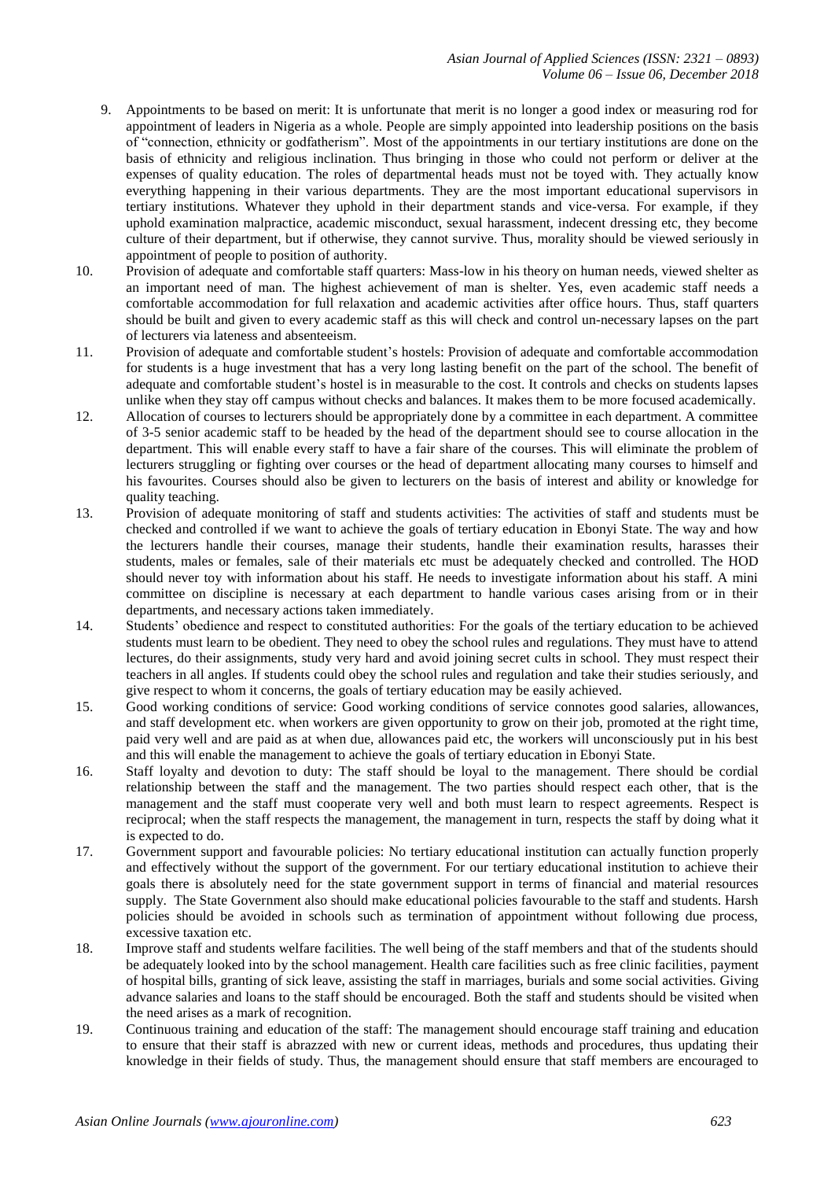9. Appointments to be based on merit: It is unfortunate that merit is no longer a good index or measuring rod for appointment of leaders in Nigeria as a whole. People are simply appointed into leadership positions on the basis of "connection, ethnicity or godfatherism". Most of the appointments in our tertiary institutions are done on the basis of ethnicity and religious inclination. Thus bringing in those who could not perform or deliver at the expenses of quality education. The roles of departmental heads must not be toyed with. They actually know everything happening in their various departments. They are the most important educational supervisors in tertiary institutions. Whatever they uphold in their department stands and vice-versa. For example, if they uphold examination malpractice, academic misconduct, sexual harassment, indecent dressing etc, they become culture of their department, but if otherwise, they cannot survive. Thus, morality should be viewed seriously in appointment of people to position of authority.
10. Provision of adequate and comfortable staff quarters: Mass-low in his theory on human needs, viewed shelter as an important need of man. The highest achievement of man is shelter. Yes, even academic staff needs a comfortable accommodation for full relaxation and academic activities after office hours. Thus, staff quarters should be built and given to every academic staff as this will check and control un-necessary lapses on the part of lecturers via lateness and absenteeism.
11. Provision of adequate and comfortable student's hostels: Provision of adequate and comfortable accommodation for students is a huge investment that has a very long lasting benefit on the part of the school. The benefit of adequate and comfortable student's hostel is in measurable to the cost. It controls and checks on students lapses unlike when they stay off campus without checks and balances. It makes them to be more focused academically.
12. Allocation of courses to lecturers should be appropriately done by a committee in each department. A committee of 3-5 senior academic staff to be headed by the head of the department should see to course allocation in the department. This will enable every staff to have a fair share of the courses. This will eliminate the problem of lecturers struggling or fighting over courses or the head of department allocating many courses to himself and his favourites. Courses should also be given to lecturers on the basis of interest and ability or knowledge for quality teaching.
13. Provision of adequate monitoring of staff and students activities: The activities of staff and students must be checked and controlled if we want to achieve the goals of tertiary education in Ebonyi State. The way and how the lecturers handle their courses, manage their students, handle their examination results, harasses their students, males or females, sale of their materials etc must be adequately checked and controlled. The HOD should never toy with information about his staff. He needs to investigate information about his staff. A mini committee on discipline is necessary at each department to handle various cases arising from or in their departments, and necessary actions taken immediately.
14. Students' obedience and respect to constituted authorities: For the goals of the tertiary education to be achieved students must learn to be obedient. They need to obey the school rules and regulations. They must have to attend lectures, do their assignments, study very hard and avoid joining secret cults in school. They must respect their teachers in all angles. If students could obey the school rules and regulation and take their studies seriously, and give respect to whom it concerns, the goals of tertiary education may be easily achieved.
15. Good working conditions of service: Good working conditions of service connotes good salaries, allowances, and staff development etc. when workers are given opportunity to grow on their job, promoted at the right time, paid very well and are paid as at when due, allowances paid etc, the workers will unconsciously put in his best and this will enable the management to achieve the goals of tertiary education in Ebonyi State.
16. Staff loyalty and devotion to duty: The staff should be loyal to the management. There should be cordial relationship between the staff and the management. The two parties should respect each other, that is the management and the staff must cooperate very well and both must learn to respect agreements. Respect is reciprocal; when the staff respects the management, the management in turn, respects the staff by doing what it is expected to do.
17. Government support and favourable policies: No tertiary educational institution can actually function properly and effectively without the support of the government. For our tertiary educational institution to achieve their goals there is absolutely need for the state government support in terms of financial and material resources supply. The State Government also should make educational policies favourable to the staff and students. Harsh policies should be avoided in schools such as termination of appointment without following due process, excessive taxation etc.
18. Improve staff and students welfare facilities. The well being of the staff members and that of the students should be adequately looked into by the school management. Health care facilities such as free clinic facilities, payment of hospital bills, granting of sick leave, assisting the staff in marriages, burials and some social activities. Giving advance salaries and loans to the staff should be encouraged. Both the staff and students should be visited when the need arises as a mark of recognition.
19. Continuous training and education of the staff: The management should encourage staff training and education to ensure that their staff is abrazzed with new or current ideas, methods and procedures, thus updating their knowledge in their fields of study. Thus, the management should ensure that staff members are encouraged to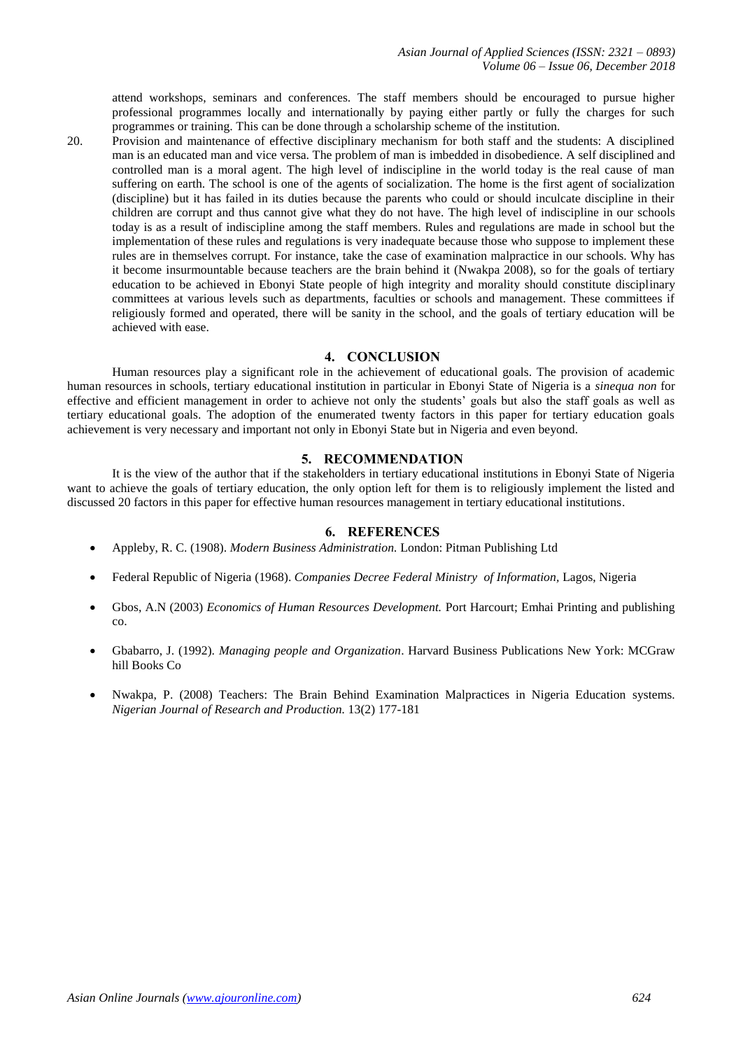attend workshops, seminars and conferences. The staff members should be encouraged to pursue higher professional programmes locally and internationally by paying either partly or fully the charges for such programmes or training. This can be done through a scholarship scheme of the institution.

20. Provision and maintenance of effective disciplinary mechanism for both staff and the students: A disciplined man is an educated man and vice versa. The problem of man is imbedded in disobedience. A self disciplined and controlled man is a moral agent. The high level of indiscipline in the world today is the real cause of man suffering on earth. The school is one of the agents of socialization. The home is the first agent of socialization (discipline) but it has failed in its duties because the parents who could or should inculcate discipline in their children are corrupt and thus cannot give what they do not have. The high level of indiscipline in our schools today is as a result of indiscipline among the staff members. Rules and regulations are made in school but the implementation of these rules and regulations is very inadequate because those who suppose to implement these rules are in themselves corrupt. For instance, take the case of examination malpractice in our schools. Why has it become insurmountable because teachers are the brain behind it (Nwakpa 2008), so for the goals of tertiary education to be achieved in Ebonyi State people of high integrity and morality should constitute disciplinary committees at various levels such as departments, faculties or schools and management. These committees if religiously formed and operated, there will be sanity in the school, and the goals of tertiary education will be achieved with ease.

## 4. CONCLUSION

Human resources play a significant role in the achievement of educational goals. The provision of academic human resources in schools, tertiary educational institution in particular in Ebonyi State of Nigeria is a *sinequa non* for effective and efficient management in order to achieve not only the students' goals but also the staff goals as well as tertiary educational goals. The adoption of the enumerated twenty factors in this paper for tertiary education goals achievement is very necessary and important not only in Ebonyi State but in Nigeria and even beyond.

## 5. RECOMMENDATION

It is the view of the author that if the stakeholders in tertiary educational institutions in Ebonyi State of Nigeria want to achieve the goals of tertiary education, the only option left for them is to religiously implement the listed and discussed 20 factors in this paper for effective human resources management in tertiary educational institutions.

## 6. REFERENCES

- Appleby, R. C. (1908). *Modern Business Administration.* London: Pitman Publishing Ltd
- Federal Republic of Nigeria (1968). *Companies Decree Federal Ministry of Information,* Lagos, Nigeria
- Gbos, A.N (2003) *Economics of Human Resources Development.* Port Harcourt; Emhai Printing and publishing co.
- Gbabarro, J. (1992). *Managing people and Organization*. Harvard Business Publications New York: MCGraw hill Books Co
- Nwakpa, P. (2008) Teachers: The Brain Behind Examination Malpractices in Nigeria Education systems. *Nigerian Journal of Research and Production.* 13(2) 177-181